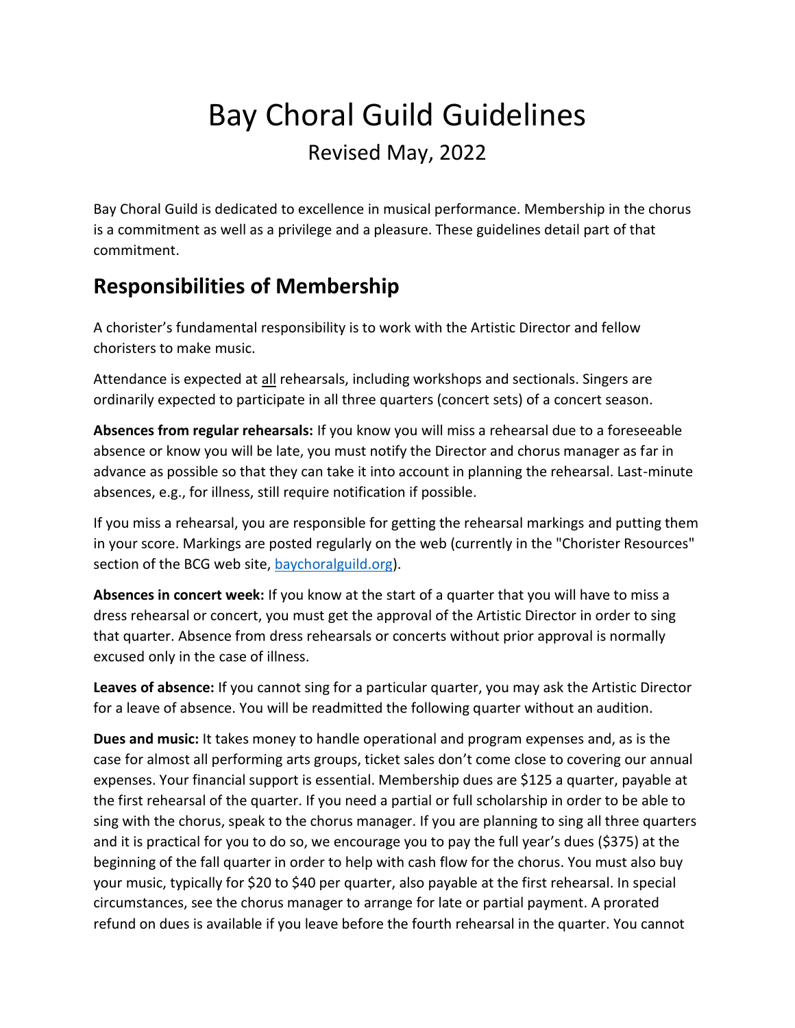# Bay Choral Guild Guidelines

Revised May, 2022

Bay Choral Guild is dedicated to excellence in musical performance. Membership in the chorus is a commitment as well as a privilege and a pleasure. These guidelines detail part of that commitment.

## Responsibilities of Membership

A chorister's fundamental responsibility is to work with the Artistic Director and fellow choristers to make music.

Attendance is expected at <u>all</u> rehearsals, including workshops and sectionals. Singers are ordinarily expected to participate in all three quarters (concert sets) of a concert season.

**Absences from regular rehearsals:** If you know you will miss a rehearsal due to a foreseeable absence or know you will be late, you must notify the Director and chorus manager as far in advance as possible so that they can take it into account in planning the rehearsal. Last-minute absences, e.g., for illness, still require notification if possible.

If you miss a rehearsal, you are responsible for getting the rehearsal markings and putting them in your score. Markings are posted regularly on the web (currently in the "Chorister Resources" section of the BCG web site, [baychoralguild.org](baychoralguild.org)).

**Absences in concert week:** If you know at the start of a quarter that you will have to miss a dress rehearsal or concert, you must get the approval of the Artistic Director in order to sing that quarter. Absence from dress rehearsals or concerts without prior approval is normally excused only in the case of illness.

**Leaves of absence:** If you cannot sing for a particular quarter, you may ask the Artistic Director for a leave of absence. You will be readmitted the following quarter without an audition.

**Dues and music:** It takes money to handle operational and program expenses and, as is the case for almost all performing arts groups, ticket sales don't come close to covering our annual expenses. Your financial support is essential. Membership dues are $125 a quarter, payable at the first rehearsal of the quarter. If you need a partial or full scholarship in order to be able to sing with the chorus, speak to the chorus manager. If you are planning to sing all three quarters and it is practical for you to do so, we encourage you to pay the full year's dues ($375) at the beginning of the fall quarter in order to help with cash flow for the chorus. You must also buy your music, typically for $20 to $40 per quarter, also payable at the first rehearsal. In special circumstances, see the chorus manager to arrange for late or partial payment. A prorated refund on dues is available if you leave before the fourth rehearsal in the quarter. You cannot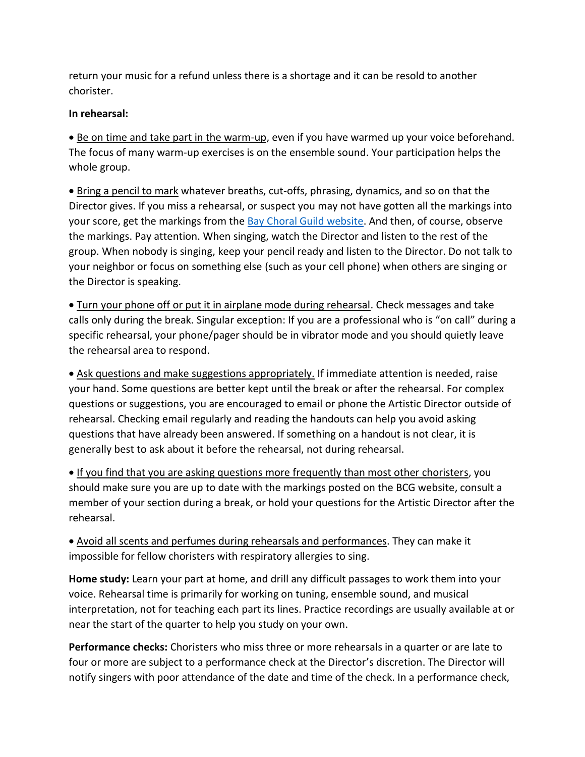return your music for a refund unless there is a shortage and it can be resold to another chorister.

**In rehearsal:**

- Be on time and take part in the warm-up, even if you have warmed up your voice beforehand. The focus of many warm-up exercises is on the ensemble sound. Your participation helps the whole group.

- Bring a pencil to mark whatever breaths, cut-offs, phrasing, dynamics, and so on that the Director gives. If you miss a rehearsal, or suspect you may not have gotten all the markings into your score, get the markings from the [Bay Choral Guild website](). And then, of course, observe the markings. Pay attention. When singing, watch the Director and listen to the rest of the group. When nobody is singing, keep your pencil ready and listen to the Director. Do not talk to your neighbor or focus on something else (such as your cell phone) when others are singing or the Director is speaking.

- Turn your phone off or put it in airplane mode during rehearsal. Check messages and take calls only during the break. Singular exception: If you are a professional who is "on call" during a specific rehearsal, your phone/pager should be in vibrator mode and you should quietly leave the rehearsal area to respond.

- Ask questions and make suggestions appropriately. If immediate attention is needed, raise your hand. Some questions are better kept until the break or after the rehearsal. For complex questions or suggestions, you are encouraged to email or phone the Artistic Director outside of rehearsal. Checking email regularly and reading the handouts can help you avoid asking questions that have already been answered. If something on a handout is not clear, it is generally best to ask about it before the rehearsal, not during rehearsal.

- If you find that you are asking questions more frequently than most other choristers, you should make sure you are up to date with the markings posted on the BCG website, consult a member of your section during a break, or hold your questions for the Artistic Director after the rehearsal.

- Avoid all scents and perfumes during rehearsals and performances. They can make it impossible for fellow choristers with respiratory allergies to sing.

**Home study:** Learn your part at home, and drill any difficult passages to work them into your voice. Rehearsal time is primarily for working on tuning, ensemble sound, and musical interpretation, not for teaching each part its lines. Practice recordings are usually available at or near the start of the quarter to help you study on your own.

**Performance checks:** Choristers who miss three or more rehearsals in a quarter or are late to four or more are subject to a performance check at the Director's discretion. The Director will notify singers with poor attendance of the date and time of the check. In a performance check,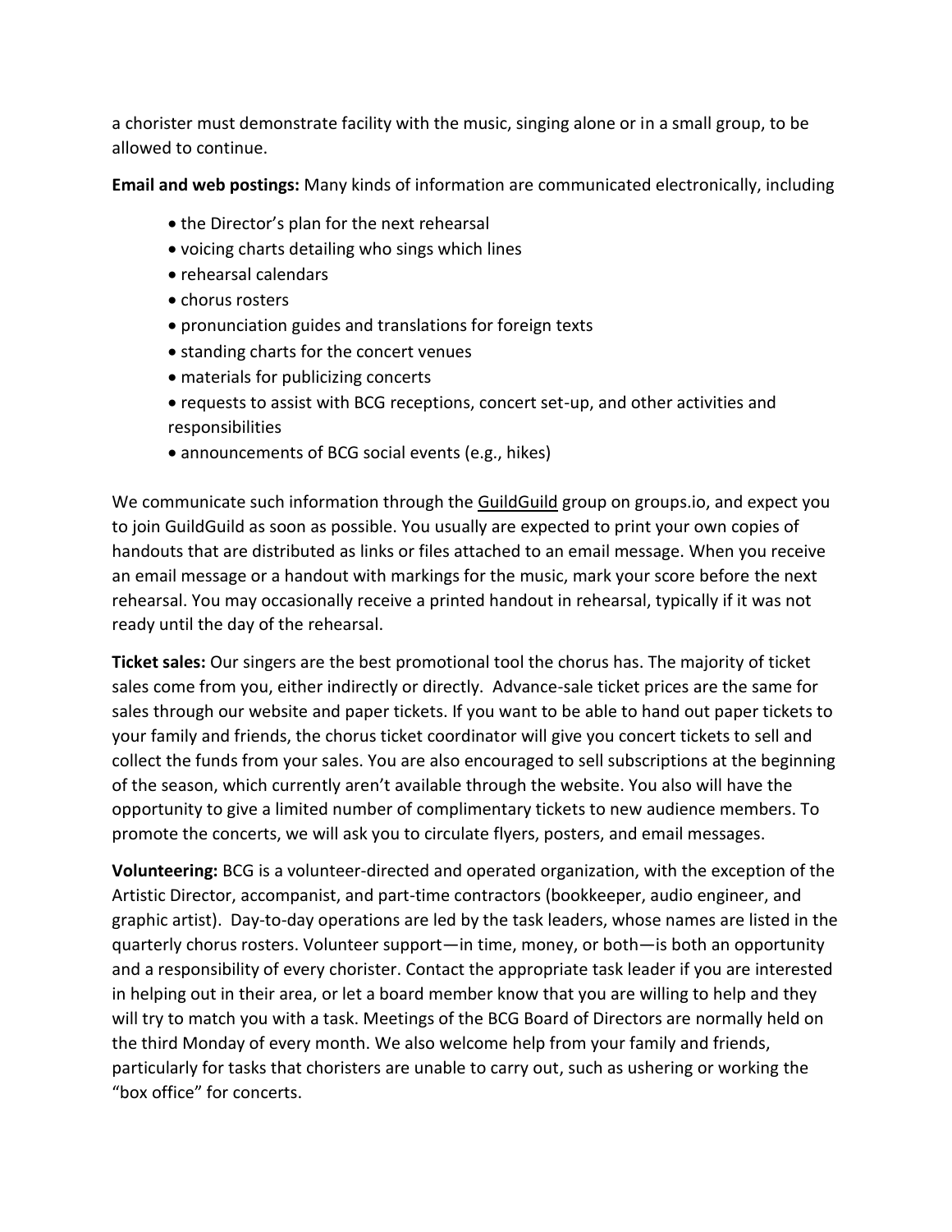a chorister must demonstrate facility with the music, singing alone or in a small group, to be allowed to continue.

**Email and web postings:** Many kinds of information are communicated electronically, including

- the Director's plan for the next rehearsal
- voicing charts detailing who sings which lines
- rehearsal calendars
- chorus rosters
- pronunciation guides and translations for foreign texts
- standing charts for the concert venues
- materials for publicizing concerts
- requests to assist with BCG receptions, concert set-up, and other activities and responsibilities
- announcements of BCG social events (e.g., hikes)

We communicate such information through the GuildGuild group on groups.io, and expect you to join GuildGuild as soon as possible. You usually are expected to print your own copies of handouts that are distributed as links or files attached to an email message. When you receive an email message or a handout with markings for the music, mark your score before the next rehearsal. You may occasionally receive a printed handout in rehearsal, typically if it was not ready until the day of the rehearsal.

**Ticket sales:** Our singers are the best promotional tool the chorus has. The majority of ticket sales come from you, either indirectly or directly. Advance-sale ticket prices are the same for sales through our website and paper tickets. If you want to be able to hand out paper tickets to your family and friends, the chorus ticket coordinator will give you concert tickets to sell and collect the funds from your sales. You are also encouraged to sell subscriptions at the beginning of the season, which currently aren't available through the website. You also will have the opportunity to give a limited number of complimentary tickets to new audience members. To promote the concerts, we will ask you to circulate flyers, posters, and email messages.

**Volunteering:** BCG is a volunteer-directed and operated organization, with the exception of the Artistic Director, accompanist, and part-time contractors (bookkeeper, audio engineer, and graphic artist). Day-to-day operations are led by the task leaders, whose names are listed in the quarterly chorus rosters. Volunteer support—in time, money, or both—is both an opportunity and a responsibility of every chorister. Contact the appropriate task leader if you are interested in helping out in their area, or let a board member know that you are willing to help and they will try to match you with a task. Meetings of the BCG Board of Directors are normally held on the third Monday of every month. We also welcome help from your family and friends, particularly for tasks that choristers are unable to carry out, such as ushering or working the "box office" for concerts.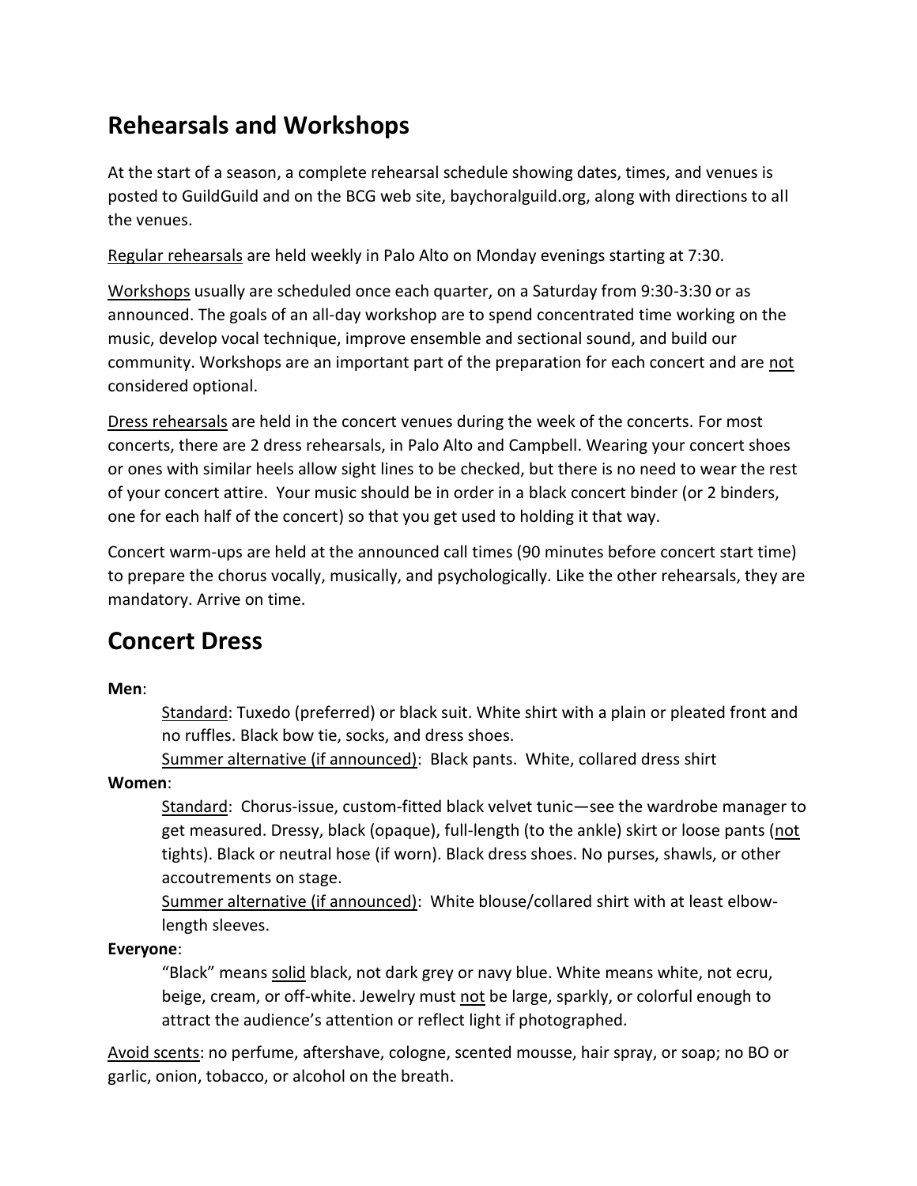## Rehearsals and Workshops

At the start of a season, a complete rehearsal schedule showing dates, times, and venues is posted to GuildGuild and on the BCG web site, baychoralguild.org, along with directions to all the venues.

<u>Regular rehearsals</u> are held weekly in Palo Alto on Monday evenings starting at 7:30.

<u>Workshops</u> usually are scheduled once each quarter, on a Saturday from 9:30-3:30 or as announced. The goals of an all-day workshop are to spend concentrated time working on the music, develop vocal technique, improve ensemble and sectional sound, and build our community. Workshops are an important part of the preparation for each concert and are <u>not</u> considered optional.

<u>Dress rehearsals</u> are held in the concert venues during the week of the concerts. For most concerts, there are 2 dress rehearsals, in Palo Alto and Campbell. Wearing your concert shoes or ones with similar heels allow sight lines to be checked, but there is no need to wear the rest of your concert attire. Your music should be in order in a black concert binder (or 2 binders, one for each half of the concert) so that you get used to holding it that way.

Concert warm-ups are held at the announced call times (90 minutes before concert start time) to prepare the chorus vocally, musically, and psychologically. Like the other rehearsals, they are mandatory. Arrive on time.

## Concert Dress

**Men**:

<u>Standard</u>: Tuxedo (preferred) or black suit. White shirt with a plain or pleated front and no ruffles. Black bow tie, socks, and dress shoes.

<u>Summer alternative (if announced)</u>: Black pants. White, collared dress shirt

**Women**:

<u>Standard</u>: Chorus-issue, custom-fitted black velvet tunic—see the wardrobe manager to get measured. Dressy, black (opaque), full-length (to the ankle) skirt or loose pants (<u>not</u> tights). Black or neutral hose (if worn). Black dress shoes. No purses, shawls, or other accoutrements on stage.

<u>Summer alternative (if announced)</u>: White blouse/collared shirt with at least elbow-length sleeves.

**Everyone**:

"Black" means <u>solid</u> black, not dark grey or navy blue. White means white, not ecru, beige, cream, or off-white. Jewelry must <u>not</u> be large, sparkly, or colorful enough to attract the audience's attention or reflect light if photographed.

<u>Avoid scents</u>: no perfume, aftershave, cologne, scented mousse, hair spray, or soap; no BO or garlic, onion, tobacco, or alcohol on the breath.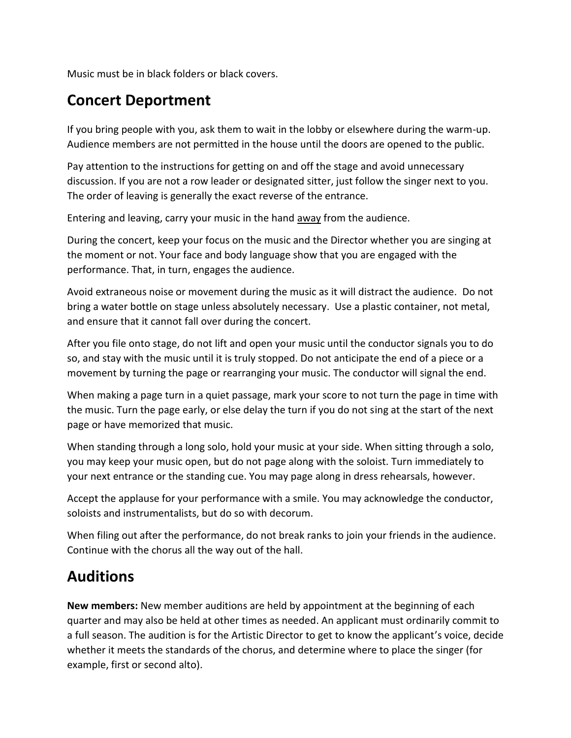Music must be in black folders or black covers.

## Concert Deportment

If you bring people with you, ask them to wait in the lobby or elsewhere during the warm-up. Audience members are not permitted in the house until the doors are opened to the public.

Pay attention to the instructions for getting on and off the stage and avoid unnecessary discussion. If you are not a row leader or designated sitter, just follow the singer next to you. The order of leaving is generally the exact reverse of the entrance.

Entering and leaving, carry your music in the hand <u>away</u> from the audience.

During the concert, keep your focus on the music and the Director whether you are singing at the moment or not. Your face and body language show that you are engaged with the performance. That, in turn, engages the audience.

Avoid extraneous noise or movement during the music as it will distract the audience. Do not bring a water bottle on stage unless absolutely necessary. Use a plastic container, not metal, and ensure that it cannot fall over during the concert.

After you file onto stage, do not lift and open your music until the conductor signals you to do so, and stay with the music until it is truly stopped. Do not anticipate the end of a piece or a movement by turning the page or rearranging your music. The conductor will signal the end.

When making a page turn in a quiet passage, mark your score to not turn the page in time with the music. Turn the page early, or else delay the turn if you do not sing at the start of the next page or have memorized that music.

When standing through a long solo, hold your music at your side. When sitting through a solo, you may keep your music open, but do not page along with the soloist. Turn immediately to your next entrance or the standing cue. You may page along in dress rehearsals, however.

Accept the applause for your performance with a smile. You may acknowledge the conductor, soloists and instrumentalists, but do so with decorum.

When filing out after the performance, do not break ranks to join your friends in the audience. Continue with the chorus all the way out of the hall.

## Auditions

**New members:** New member auditions are held by appointment at the beginning of each quarter and may also be held at other times as needed. An applicant must ordinarily commit to a full season. The audition is for the Artistic Director to get to know the applicant's voice, decide whether it meets the standards of the chorus, and determine where to place the singer (for example, first or second alto).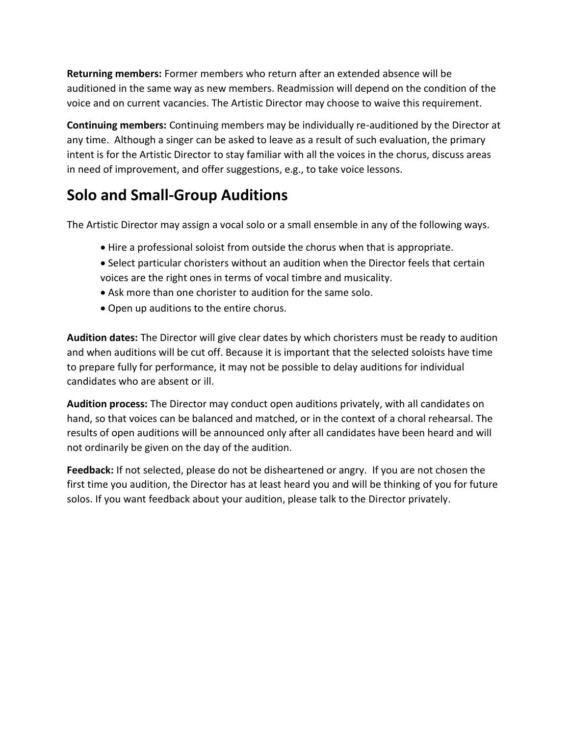**Returning members:** Former members who return after an extended absence will be auditioned in the same way as new members. Readmission will depend on the condition of the voice and on current vacancies. The Artistic Director may choose to waive this requirement.

**Continuing members:** Continuing members may be individually re-auditioned by the Director at any time. Although a singer can be asked to leave as a result of such evaluation, the primary intent is for the Artistic Director to stay familiar with all the voices in the chorus, discuss areas in need of improvement, and offer suggestions, e.g., to take voice lessons.

## Solo and Small-Group Auditions

The Artistic Director may assign a vocal solo or a small ensemble in any of the following ways.

- Hire a professional soloist from outside the chorus when that is appropriate.
- Select particular choristers without an audition when the Director feels that certain voices are the right ones in terms of vocal timbre and musicality.
- Ask more than one chorister to audition for the same solo.
- Open up auditions to the entire chorus.

**Audition dates:** The Director will give clear dates by which choristers must be ready to audition and when auditions will be cut off. Because it is important that the selected soloists have time to prepare fully for performance, it may not be possible to delay auditions for individual candidates who are absent or ill.

**Audition process:** The Director may conduct open auditions privately, with all candidates on hand, so that voices can be balanced and matched, or in the context of a choral rehearsal. The results of open auditions will be announced only after all candidates have been heard and will not ordinarily be given on the day of the audition.

**Feedback:** If not selected, please do not be disheartened or angry. If you are not chosen the first time you audition, the Director has at least heard you and will be thinking of you for future solos. If you want feedback about your audition, please talk to the Director privately.